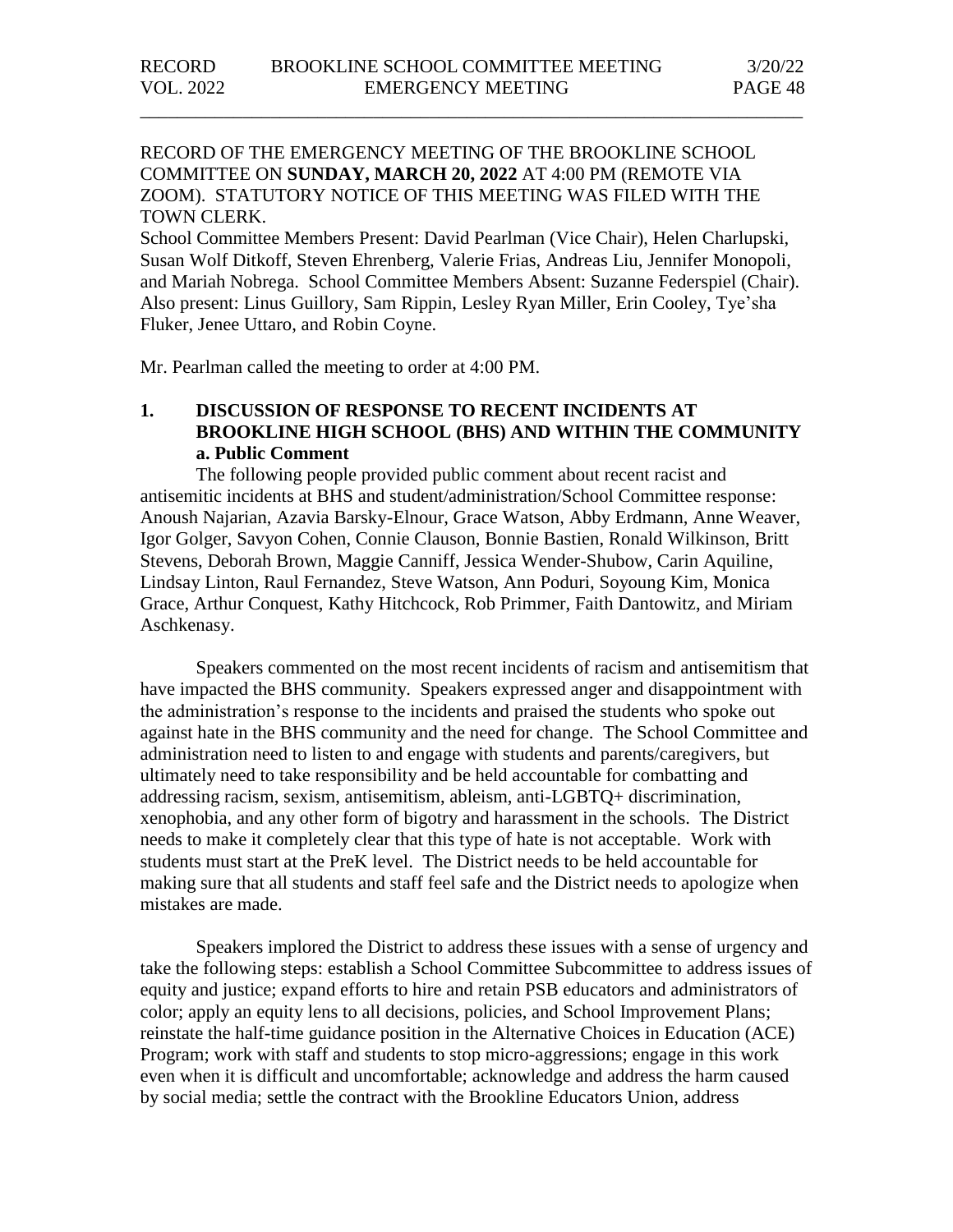RECORD OF THE EMERGENCY MEETING OF THE BROOKLINE SCHOOL COMMITTEE ON **SUNDAY, MARCH 20, 2022** AT 4:00 PM (REMOTE VIA ZOOM). STATUTORY NOTICE OF THIS MEETING WAS FILED WITH THE TOWN CLERK.

School Committee Members Present: David Pearlman (Vice Chair), Helen Charlupski, Susan Wolf Ditkoff, Steven Ehrenberg, Valerie Frias, Andreas Liu, Jennifer Monopoli, and Mariah Nobrega. School Committee Members Absent: Suzanne Federspiel (Chair). Also present: Linus Guillory, Sam Rippin, Lesley Ryan Miller, Erin Cooley, Tye'sha Fluker, Jenee Uttaro, and Robin Coyne.

Mr. Pearlman called the meeting to order at 4:00 PM.

## 1. DISCUSSION OF RESPONSE TO RECENT INCIDENTS AT BROOKLINE HIGH SCHOOL (BHS) AND WITHIN THE COMMUNITY

### a. Public Comment

The following people provided public comment about recent racist and antisemitic incidents at BHS and student/administration/School Committee response: Anoush Najarian, Azavia Barsky-Elnour, Grace Watson, Abby Erdmann, Anne Weaver, Igor Golger, Savyon Cohen, Connie Clauson, Bonnie Bastien, Ronald Wilkinson, Britt Stevens, Deborah Brown, Maggie Canniff, Jessica Wender-Shubow, Carin Aquiline, Lindsay Linton, Raul Fernandez, Steve Watson, Ann Poduri, Soyoung Kim, Monica Grace, Arthur Conquest, Kathy Hitchcock, Rob Primmer, Faith Dantowitz, and Miriam Aschkenasy.

Speakers commented on the most recent incidents of racism and antisemitism that have impacted the BHS community. Speakers expressed anger and disappointment with the administration's response to the incidents and praised the students who spoke out against hate in the BHS community and the need for change. The School Committee and administration need to listen to and engage with students and parents/caregivers, but ultimately need to take responsibility and be held accountable for combatting and addressing racism, sexism, antisemitism, ableism, anti-LGBTQ+ discrimination, xenophobia, and any other form of bigotry and harassment in the schools. The District needs to make it completely clear that this type of hate is not acceptable. Work with students must start at the PreK level. The District needs to be held accountable for making sure that all students and staff feel safe and the District needs to apologize when mistakes are made.

Speakers implored the District to address these issues with a sense of urgency and take the following steps: establish a School Committee Subcommittee to address issues of equity and justice; expand efforts to hire and retain PSB educators and administrators of color; apply an equity lens to all decisions, policies, and School Improvement Plans; reinstate the half-time guidance position in the Alternative Choices in Education (ACE) Program; work with staff and students to stop micro-aggressions; engage in this work even when it is difficult and uncomfortable; acknowledge and address the harm caused by social media; settle the contract with the Brookline Educators Union, address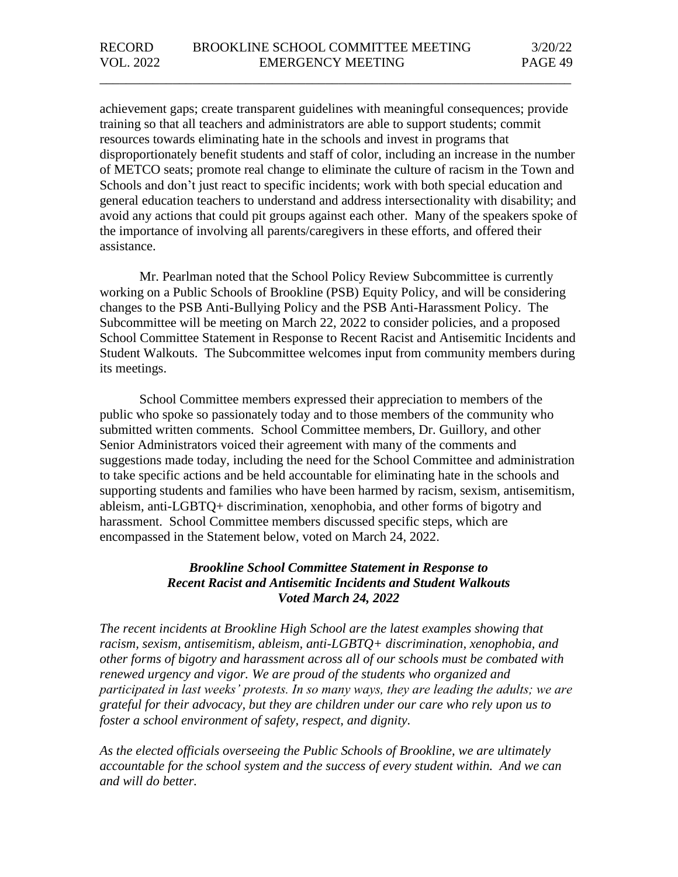achievement gaps; create transparent guidelines with meaningful consequences; provide training so that all teachers and administrators are able to support students; commit resources towards eliminating hate in the schools and invest in programs that disproportionately benefit students and staff of color, including an increase in the number of METCO seats; promote real change to eliminate the culture of racism in the Town and Schools and don't just react to specific incidents; work with both special education and general education teachers to understand and address intersectionality with disability; and avoid any actions that could pit groups against each other. Many of the speakers spoke of the importance of involving all parents/caregivers in these efforts, and offered their assistance.

Mr. Pearlman noted that the School Policy Review Subcommittee is currently working on a Public Schools of Brookline (PSB) Equity Policy, and will be considering changes to the PSB Anti-Bullying Policy and the PSB Anti-Harassment Policy. The Subcommittee will be meeting on March 22, 2022 to consider policies, and a proposed School Committee Statement in Response to Recent Racist and Antisemitic Incidents and Student Walkouts. The Subcommittee welcomes input from community members during its meetings.

School Committee members expressed their appreciation to members of the public who spoke so passionately today and to those members of the community who submitted written comments. School Committee members, Dr. Guillory, and other Senior Administrators voiced their agreement with many of the comments and suggestions made today, including the need for the School Committee and administration to take specific actions and be held accountable for eliminating hate in the schools and supporting students and families who have been harmed by racism, sexism, antisemitism, ableism, anti-LGBTQ+ discrimination, xenophobia, and other forms of bigotry and harassment. School Committee members discussed specific steps, which are encompassed in the Statement below, voted on March 24, 2022.

***Brookline School Committee Statement in Response to Recent Racist and Antisemitic Incidents and Student Walkouts Voted March 24, 2022***

*The recent incidents at Brookline High School are the latest examples showing that racism, sexism, antisemitism, ableism, anti-LGBTQ+ discrimination, xenophobia, and other forms of bigotry and harassment across all of our schools must be combated with renewed urgency and vigor. We are proud of the students who organized and participated in last weeks' protests. In so many ways, they are leading the adults; we are grateful for their advocacy, but they are children under our care who rely upon us to foster a school environment of safety, respect, and dignity.*

*As the elected officials overseeing the Public Schools of Brookline, we are ultimately accountable for the school system and the success of every student within. And we can and will do better.*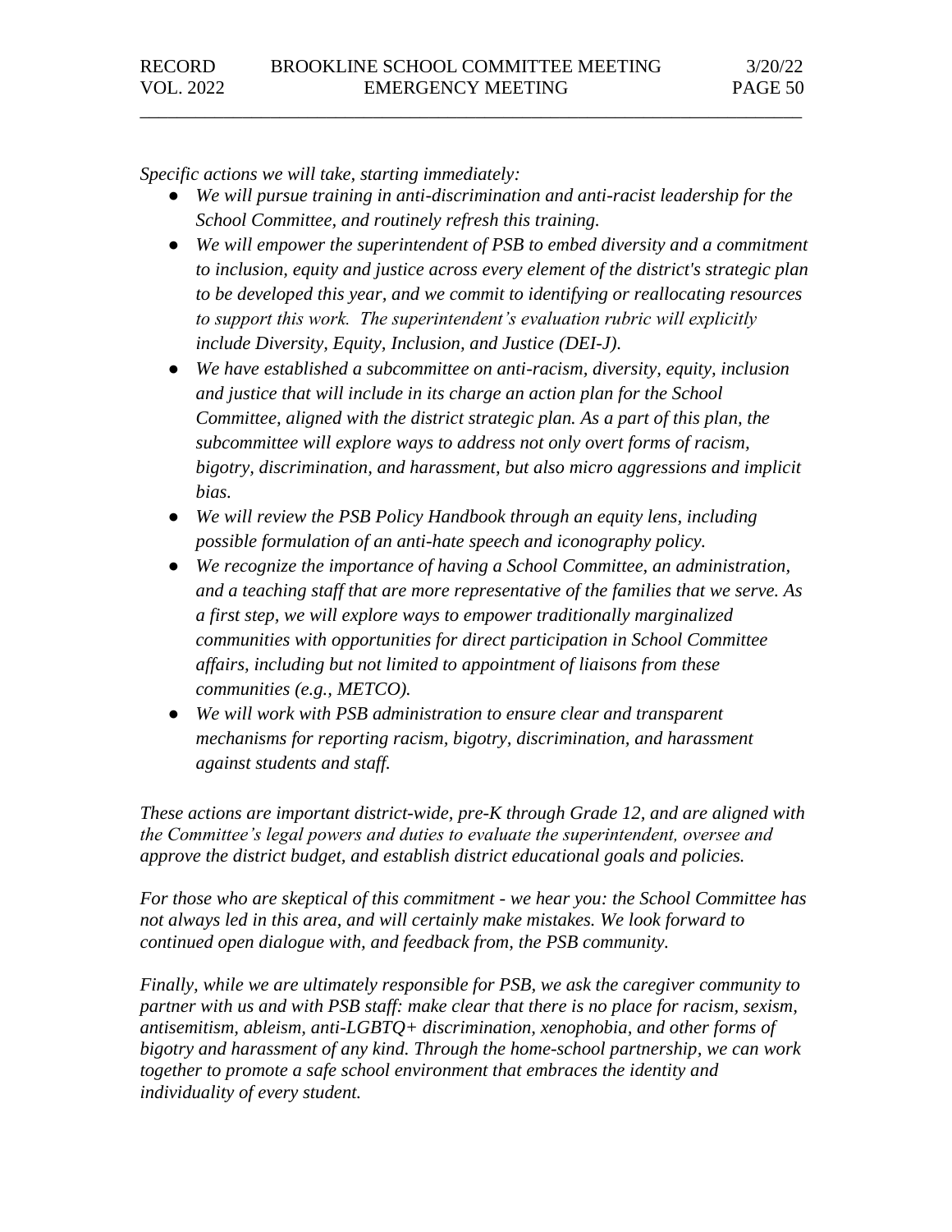*Specific actions we will take, starting immediately:*

- *We will pursue training in anti-discrimination and anti-racist leadership for the School Committee, and routinely refresh this training.*
- *We will empower the superintendent of PSB to embed diversity and a commitment to inclusion, equity and justice across every element of the district's strategic plan to be developed this year, and we commit to identifying or reallocating resources to support this work. The superintendent's evaluation rubric will explicitly include Diversity, Equity, Inclusion, and Justice (DEI-J).*
- *We have established a subcommittee on anti-racism, diversity, equity, inclusion and justice that will include in its charge an action plan for the School Committee, aligned with the district strategic plan. As a part of this plan, the subcommittee will explore ways to address not only overt forms of racism, bigotry, discrimination, and harassment, but also micro aggressions and implicit bias.*
- *We will review the PSB Policy Handbook through an equity lens, including possible formulation of an anti-hate speech and iconography policy.*
- *We recognize the importance of having a School Committee, an administration, and a teaching staff that are more representative of the families that we serve. As a first step, we will explore ways to empower traditionally marginalized communities with opportunities for direct participation in School Committee affairs, including but not limited to appointment of liaisons from these communities (e.g., METCO).*
- *We will work with PSB administration to ensure clear and transparent mechanisms for reporting racism, bigotry, discrimination, and harassment against students and staff.*

*These actions are important district-wide, pre-K through Grade 12, and are aligned with the Committee's legal powers and duties to evaluate the superintendent, oversee and approve the district budget, and establish district educational goals and policies.*

*For those who are skeptical of this commitment - we hear you: the School Committee has not always led in this area, and will certainly make mistakes. We look forward to continued open dialogue with, and feedback from, the PSB community.*

*Finally, while we are ultimately responsible for PSB, we ask the caregiver community to partner with us and with PSB staff: make clear that there is no place for racism, sexism, antisemitism, ableism, anti-LGBTQ+ discrimination, xenophobia, and other forms of bigotry and harassment of any kind. Through the home-school partnership, we can work together to promote a safe school environment that embraces the identity and individuality of every student.*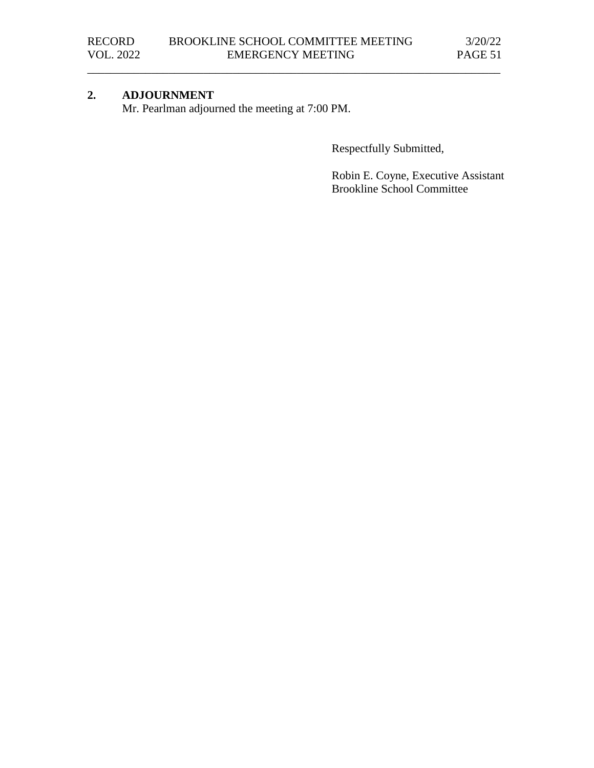## 2. ADJOURNMENT

Mr. Pearlman adjourned the meeting at 7:00 PM.

Respectfully Submitted,

Robin E. Coyne, Executive Assistant
Brookline School Committee